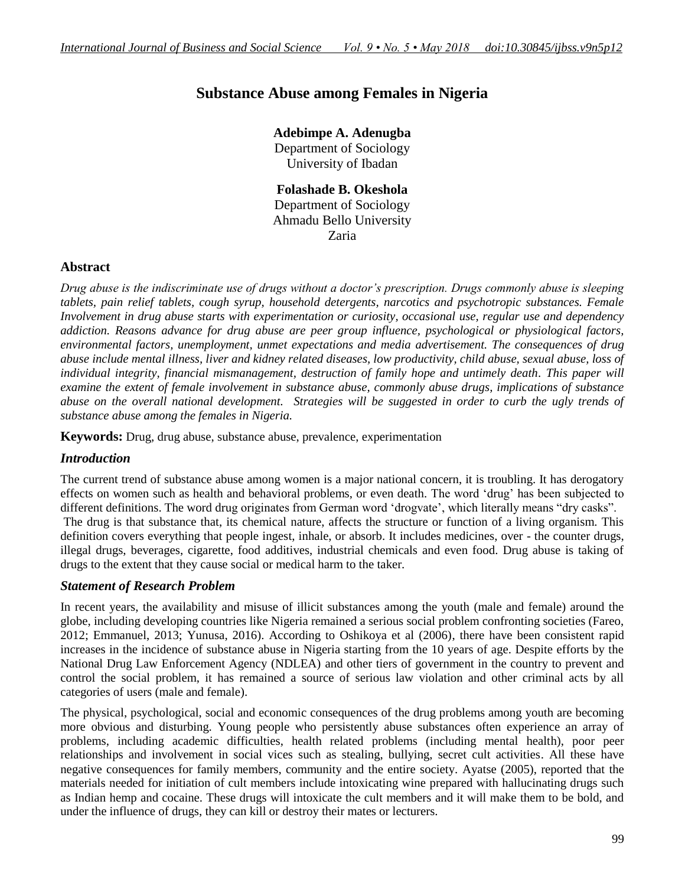# Substance Abuse among Females in Nigeria

**Adebimpe A. Adenugba**
Department of Sociology
University of Ibadan

**Folashade B. Okeshola**
Department of Sociology
Ahmadu Bello University
Zaria

## Abstract

*Drug abuse is the indiscriminate use of drugs without a doctor's prescription. Drugs commonly abuse is sleeping tablets, pain relief tablets, cough syrup, household detergents, narcotics and psychotropic substances. Female Involvement in drug abuse starts with experimentation or curiosity, occasional use, regular use and dependency addiction. Reasons advance for drug abuse are peer group influence, psychological or physiological factors, environmental factors, unemployment, unmet expectations and media advertisement. The consequences of drug abuse include mental illness, liver and kidney related diseases, low productivity, child abuse, sexual abuse, loss of individual integrity, financial mismanagement, destruction of family hope and untimely death. This paper will examine the extent of female involvement in substance abuse, commonly abuse drugs, implications of substance abuse on the overall national development. Strategies will be suggested in order to curb the ugly trends of substance abuse among the females in Nigeria.*

**Keywords:** Drug, drug abuse, substance abuse, prevalence, experimentation

## *Introduction*

The current trend of substance abuse among women is a major national concern, it is troubling. It has derogatory effects on women such as health and behavioral problems, or even death. The word 'drug' has been subjected to different definitions. The word drug originates from German word 'drogvate', which literally means "dry casks".

The drug is that substance that, its chemical nature, affects the structure or function of a living organism. This definition covers everything that people ingest, inhale, or absorb. It includes medicines, over - the counter drugs, illegal drugs, beverages, cigarette, food additives, industrial chemicals and even food. Drug abuse is taking of drugs to the extent that they cause social or medical harm to the taker.

## *Statement of Research Problem*

In recent years, the availability and misuse of illicit substances among the youth (male and female) around the globe, including developing countries like Nigeria remained a serious social problem confronting societies (Fareo, 2012; Emmanuel, 2013; Yunusa, 2016). According to Oshikoya et al (2006), there have been consistent rapid increases in the incidence of substance abuse in Nigeria starting from the 10 years of age. Despite efforts by the National Drug Law Enforcement Agency (NDLEA) and other tiers of government in the country to prevent and control the social problem, it has remained a source of serious law violation and other criminal acts by all categories of users (male and female).

The physical, psychological, social and economic consequences of the drug problems among youth are becoming more obvious and disturbing. Young people who persistently abuse substances often experience an array of problems, including academic difficulties, health related problems (including mental health), poor peer relationships and involvement in social vices such as stealing, bullying, secret cult activities. All these have negative consequences for family members, community and the entire society. Ayatse (2005), reported that the materials needed for initiation of cult members include intoxicating wine prepared with hallucinating drugs such as Indian hemp and cocaine. These drugs will intoxicate the cult members and it will make them to be bold, and under the influence of drugs, they can kill or destroy their mates or lecturers.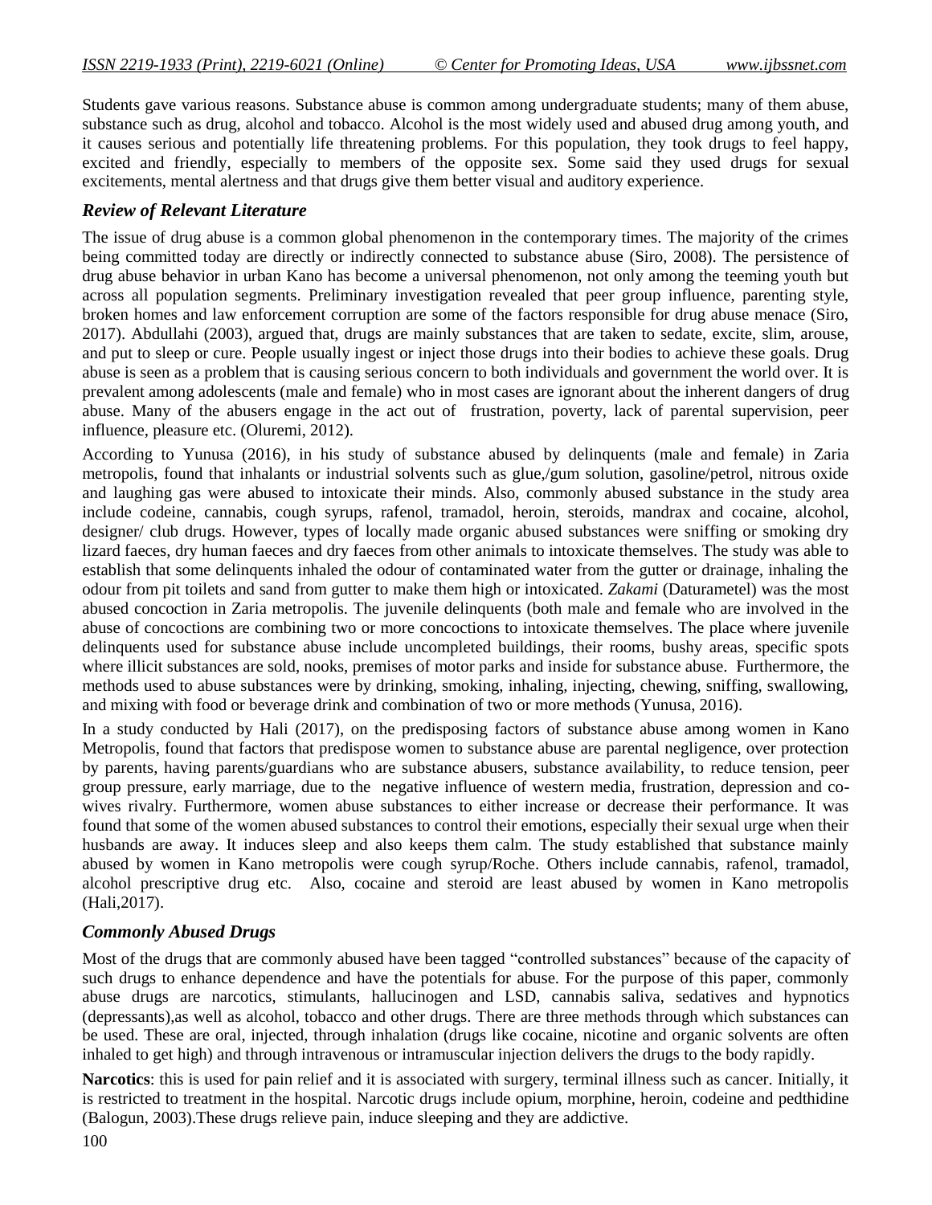Students gave various reasons. Substance abuse is common among undergraduate students; many of them abuse, substance such as drug, alcohol and tobacco. Alcohol is the most widely used and abused drug among youth, and it causes serious and potentially life threatening problems. For this population, they took drugs to feel happy, excited and friendly, especially to members of the opposite sex. Some said they used drugs for sexual excitements, mental alertness and that drugs give them better visual and auditory experience.

## *Review of Relevant Literature*

The issue of drug abuse is a common global phenomenon in the contemporary times. The majority of the crimes being committed today are directly or indirectly connected to substance abuse (Siro, 2008). The persistence of drug abuse behavior in urban Kano has become a universal phenomenon, not only among the teeming youth but across all population segments. Preliminary investigation revealed that peer group influence, parenting style, broken homes and law enforcement corruption are some of the factors responsible for drug abuse menace (Siro, 2017). Abdullahi (2003), argued that, drugs are mainly substances that are taken to sedate, excite, slim, arouse, and put to sleep or cure. People usually ingest or inject those drugs into their bodies to achieve these goals. Drug abuse is seen as a problem that is causing serious concern to both individuals and government the world over. It is prevalent among adolescents (male and female) who in most cases are ignorant about the inherent dangers of drug abuse. Many of the abusers engage in the act out of frustration, poverty, lack of parental supervision, peer influence, pleasure etc. (Oluremi, 2012).

According to Yunusa (2016), in his study of substance abused by delinquents (male and female) in Zaria metropolis, found that inhalants or industrial solvents such as glue,/gum solution, gasoline/petrol, nitrous oxide and laughing gas were abused to intoxicate their minds. Also, commonly abused substance in the study area include codeine, cannabis, cough syrups, rafenol, tramadol, heroin, steroids, mandrax and cocaine, alcohol, designer/ club drugs. However, types of locally made organic abused substances were sniffing or smoking dry lizard faeces, dry human faeces and dry faeces from other animals to intoxicate themselves. The study was able to establish that some delinquents inhaled the odour of contaminated water from the gutter or drainage, inhaling the odour from pit toilets and sand from gutter to make them high or intoxicated. *Zakami* (Daturametel) was the most abused concoction in Zaria metropolis. The juvenile delinquents (both male and female who are involved in the abuse of concoctions are combining two or more concoctions to intoxicate themselves. The place where juvenile delinquents used for substance abuse include uncompleted buildings, their rooms, bushy areas, specific spots where illicit substances are sold, nooks, premises of motor parks and inside for substance abuse. Furthermore, the methods used to abuse substances were by drinking, smoking, inhaling, injecting, chewing, sniffing, swallowing, and mixing with food or beverage drink and combination of two or more methods (Yunusa, 2016).

In a study conducted by Hali (2017), on the predisposing factors of substance abuse among women in Kano Metropolis, found that factors that predispose women to substance abuse are parental negligence, over protection by parents, having parents/guardians who are substance abusers, substance availability, to reduce tension, peer group pressure, early marriage, due to the negative influence of western media, frustration, depression and co-wives rivalry. Furthermore, women abuse substances to either increase or decrease their performance. It was found that some of the women abused substances to control their emotions, especially their sexual urge when their husbands are away. It induces sleep and also keeps them calm. The study established that substance mainly abused by women in Kano metropolis were cough syrup/Roche. Others include cannabis, rafenol, tramadol, alcohol prescriptive drug etc. Also, cocaine and steroid are least abused by women in Kano metropolis (Hali,2017).

## *Commonly Abused Drugs*

Most of the drugs that are commonly abused have been tagged "controlled substances" because of the capacity of such drugs to enhance dependence and have the potentials for abuse. For the purpose of this paper, commonly abuse drugs are narcotics, stimulants, hallucinogen and LSD, cannabis saliva, sedatives and hypnotics (depressants),as well as alcohol, tobacco and other drugs. There are three methods through which substances can be used. These are oral, injected, through inhalation (drugs like cocaine, nicotine and organic solvents are often inhaled to get high) and through intravenous or intramuscular injection delivers the drugs to the body rapidly.

**Narcotics**: this is used for pain relief and it is associated with surgery, terminal illness such as cancer. Initially, it is restricted to treatment in the hospital. Narcotic drugs include opium, morphine, heroin, codeine and pedthidine (Balogun, 2003).These drugs relieve pain, induce sleeping and they are addictive.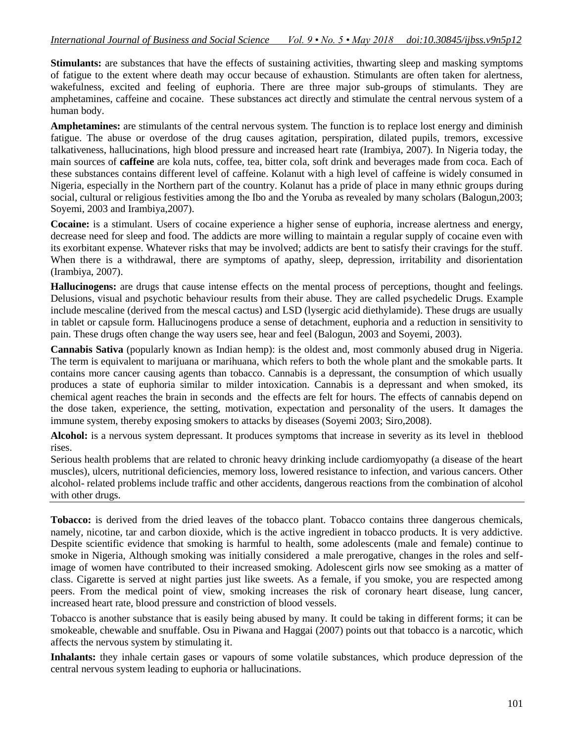**Stimulants:** are substances that have the effects of sustaining activities, thwarting sleep and masking symptoms of fatigue to the extent where death may occur because of exhaustion. Stimulants are often taken for alertness, wakefulness, excited and feeling of euphoria. There are three major sub-groups of stimulants. They are amphetamines, caffeine and cocaine. These substances act directly and stimulate the central nervous system of a human body.

**Amphetamines:** are stimulants of the central nervous system. The function is to replace lost energy and diminish fatigue. The abuse or overdose of the drug causes agitation, perspiration, dilated pupils, tremors, excessive talkativeness, hallucinations, high blood pressure and increased heart rate (Irambiya, 2007). In Nigeria today, the main sources of **caffeine** are kola nuts, coffee, tea, bitter cola, soft drink and beverages made from coca. Each of these substances contains different level of caffeine. Kolanut with a high level of caffeine is widely consumed in Nigeria, especially in the Northern part of the country. Kolanut has a pride of place in many ethnic groups during social, cultural or religious festivities among the Ibo and the Yoruba as revealed by many scholars (Balogun,2003; Soyemi, 2003 and Irambiya,2007).

**Cocaine:** is a stimulant. Users of cocaine experience a higher sense of euphoria, increase alertness and energy, decrease need for sleep and food. The addicts are more willing to maintain a regular supply of cocaine even with its exorbitant expense. Whatever risks that may be involved; addicts are bent to satisfy their cravings for the stuff. When there is a withdrawal, there are symptoms of apathy, sleep, depression, irritability and disorientation (Irambiya, 2007).

**Hallucinogens:** are drugs that cause intense effects on the mental process of perceptions, thought and feelings. Delusions, visual and psychotic behaviour results from their abuse. They are called psychedelic Drugs. Example include mescaline (derived from the mescal cactus) and LSD (lysergic acid diethylamide). These drugs are usually in tablet or capsule form. Hallucinogens produce a sense of detachment, euphoria and a reduction in sensitivity to pain. These drugs often change the way users see, hear and feel (Balogun, 2003 and Soyemi, 2003).

**Cannabis Sativa** (popularly known as Indian hemp): is the oldest and, most commonly abused drug in Nigeria. The term is equivalent to marijuana or marihuana, which refers to both the whole plant and the smokable parts. It contains more cancer causing agents than tobacco. Cannabis is a depressant, the consumption of which usually produces a state of euphoria similar to milder intoxication. Cannabis is a depressant and when smoked, its chemical agent reaches the brain in seconds and the effects are felt for hours. The effects of cannabis depend on the dose taken, experience, the setting, motivation, expectation and personality of the users. It damages the immune system, thereby exposing smokers to attacks by diseases (Soyemi 2003; Siro,2008).

**Alcohol:** is a nervous system depressant. It produces symptoms that increase in severity as its level in theblood rises.

Serious health problems that are related to chronic heavy drinking include cardiomyopathy (a disease of the heart muscles), ulcers, nutritional deficiencies, memory loss, lowered resistance to infection, and various cancers. Other alcohol- related problems include traffic and other accidents, dangerous reactions from the combination of alcohol with other drugs.

**Tobacco:** is derived from the dried leaves of the tobacco plant. Tobacco contains three dangerous chemicals, namely, nicotine, tar and carbon dioxide, which is the active ingredient in tobacco products. It is very addictive. Despite scientific evidence that smoking is harmful to health, some adolescents (male and female) continue to smoke in Nigeria, Although smoking was initially considered a male prerogative, changes in the roles and self-image of women have contributed to their increased smoking. Adolescent girls now see smoking as a matter of class. Cigarette is served at night parties just like sweets. As a female, if you smoke, you are respected among peers. From the medical point of view, smoking increases the risk of coronary heart disease, lung cancer, increased heart rate, blood pressure and constriction of blood vessels.

Tobacco is another substance that is easily being abused by many. It could be taking in different forms; it can be smokeable, chewable and snuffable. Osu in Piwana and Haggai (2007) points out that tobacco is a narcotic, which affects the nervous system by stimulating it.

**Inhalants:** they inhale certain gases or vapours of some volatile substances, which produce depression of the central nervous system leading to euphoria or hallucinations.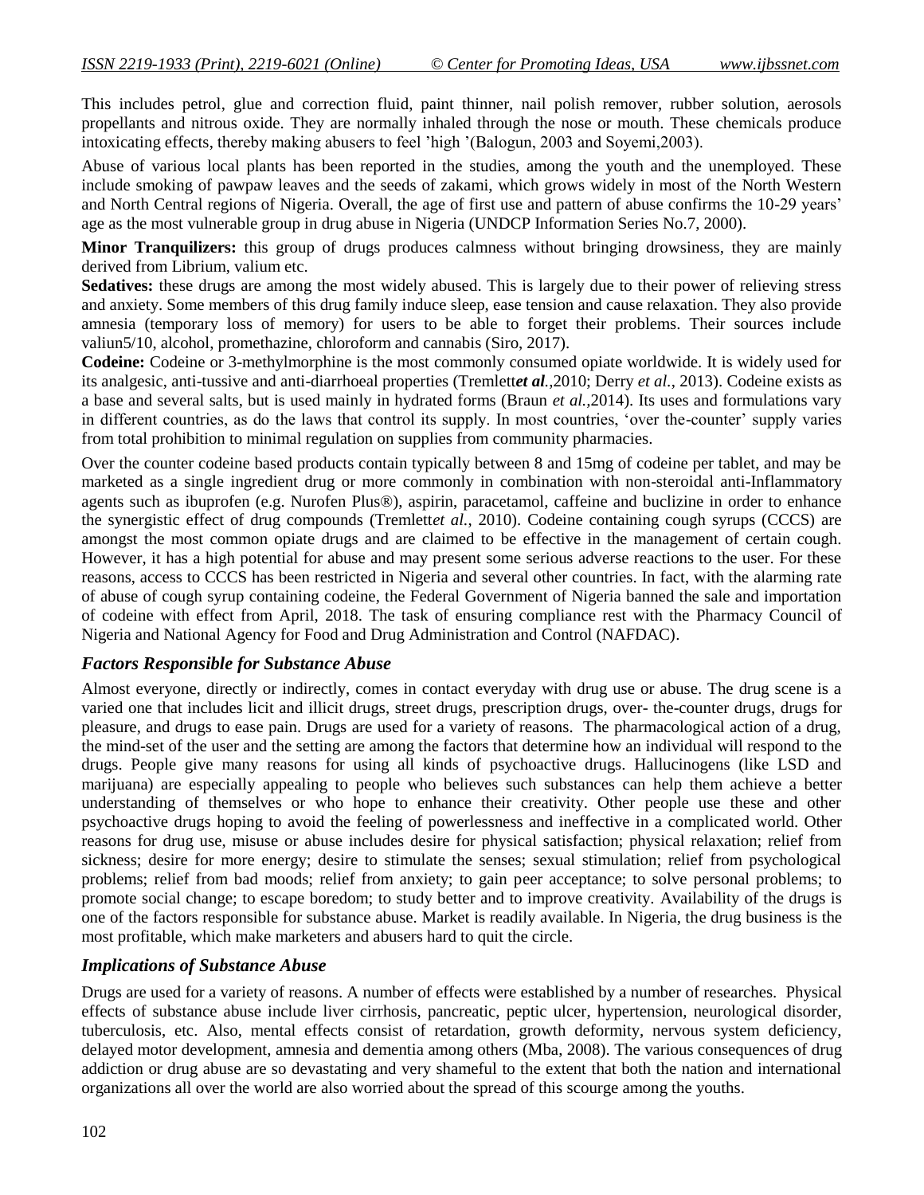This includes petrol, glue and correction fluid, paint thinner, nail polish remover, rubber solution, aerosols propellants and nitrous oxide. They are normally inhaled through the nose or mouth. These chemicals produce intoxicating effects, thereby making abusers to feel 'high '(Balogun, 2003 and Soyemi,2003).

Abuse of various local plants has been reported in the studies, among the youth and the unemployed. These include smoking of pawpaw leaves and the seeds of zakami, which grows widely in most of the North Western and North Central regions of Nigeria. Overall, the age of first use and pattern of abuse confirms the 10-29 years' age as the most vulnerable group in drug abuse in Nigeria (UNDCP Information Series No.7, 2000).

**Minor Tranquilizers:** this group of drugs produces calmness without bringing drowsiness, they are mainly derived from Librium, valium etc.

**Sedatives:** these drugs are among the most widely abused. This is largely due to their power of relieving stress and anxiety. Some members of this drug family induce sleep, ease tension and cause relaxation. They also provide amnesia (temporary loss of memory) for users to be able to forget their problems. Their sources include valiun5/10, alcohol, promethazine, chloroform and cannabis (Siro, 2017).

**Codeine:** Codeine or 3-methylmorphine is the most commonly consumed opiate worldwide. It is widely used for its analgesic, anti-tussive and anti-diarrhoeal properties (Tremlett*et al.*,2010; Derry *et al.*, 2013). Codeine exists as a base and several salts, but is used mainly in hydrated forms (Braun *et al.*,2014). Its uses and formulations vary in different countries, as do the laws that control its supply. In most countries, 'over the-counter' supply varies from total prohibition to minimal regulation on supplies from community pharmacies.

Over the counter codeine based products contain typically between 8 and 15mg of codeine per tablet, and may be marketed as a single ingredient drug or more commonly in combination with non-steroidal anti-Inflammatory agents such as ibuprofen (e.g. Nurofen Plus®), aspirin, paracetamol, caffeine and buclizine in order to enhance the synergistic effect of drug compounds (Tremlett*et al.*, 2010). Codeine containing cough syrups (CCCS) are amongst the most common opiate drugs and are claimed to be effective in the management of certain cough. However, it has a high potential for abuse and may present some serious adverse reactions to the user. For these reasons, access to CCCS has been restricted in Nigeria and several other countries. In fact, with the alarming rate of abuse of cough syrup containing codeine, the Federal Government of Nigeria banned the sale and importation of codeine with effect from April, 2018. The task of ensuring compliance rest with the Pharmacy Council of Nigeria and National Agency for Food and Drug Administration and Control (NAFDAC).

### *Factors Responsible for Substance Abuse*

Almost everyone, directly or indirectly, comes in contact everyday with drug use or abuse. The drug scene is a varied one that includes licit and illicit drugs, street drugs, prescription drugs, over- the-counter drugs, drugs for pleasure, and drugs to ease pain. Drugs are used for a variety of reasons. The pharmacological action of a drug, the mind-set of the user and the setting are among the factors that determine how an individual will respond to the drugs. People give many reasons for using all kinds of psychoactive drugs. Hallucinogens (like LSD and marijuana) are especially appealing to people who believes such substances can help them achieve a better understanding of themselves or who hope to enhance their creativity. Other people use these and other psychoactive drugs hoping to avoid the feeling of powerlessness and ineffective in a complicated world. Other reasons for drug use, misuse or abuse includes desire for physical satisfaction; physical relaxation; relief from sickness; desire for more energy; desire to stimulate the senses; sexual stimulation; relief from psychological problems; relief from bad moods; relief from anxiety; to gain peer acceptance; to solve personal problems; to promote social change; to escape boredom; to study better and to improve creativity. Availability of the drugs is one of the factors responsible for substance abuse. Market is readily available. In Nigeria, the drug business is the most profitable, which make marketers and abusers hard to quit the circle.

### *Implications of Substance Abuse*

Drugs are used for a variety of reasons. A number of effects were established by a number of researches. Physical effects of substance abuse include liver cirrhosis, pancreatic, peptic ulcer, hypertension, neurological disorder, tuberculosis, etc. Also, mental effects consist of retardation, growth deformity, nervous system deficiency, delayed motor development, amnesia and dementia among others (Mba, 2008). The various consequences of drug addiction or drug abuse are so devastating and very shameful to the extent that both the nation and international organizations all over the world are also worried about the spread of this scourge among the youths.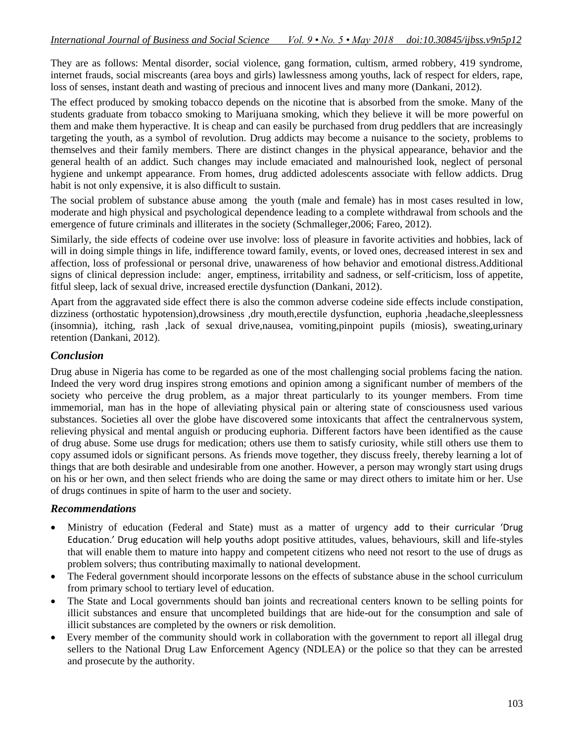They are as follows: Mental disorder, social violence, gang formation, cultism, armed robbery, 419 syndrome, internet frauds, social miscreants (area boys and girls) lawlessness among youths, lack of respect for elders, rape, loss of senses, instant death and wasting of precious and innocent lives and many more (Dankani, 2012).

The effect produced by smoking tobacco depends on the nicotine that is absorbed from the smoke. Many of the students graduate from tobacco smoking to Marijuana smoking, which they believe it will be more powerful on them and make them hyperactive. It is cheap and can easily be purchased from drug peddlers that are increasingly targeting the youth, as a symbol of revolution. Drug addicts may become a nuisance to the society, problems to themselves and their family members. There are distinct changes in the physical appearance, behavior and the general health of an addict. Such changes may include emaciated and malnourished look, neglect of personal hygiene and unkempt appearance. From homes, drug addicted adolescents associate with fellow addicts. Drug habit is not only expensive, it is also difficult to sustain.

The social problem of substance abuse among the youth (male and female) has in most cases resulted in low, moderate and high physical and psychological dependence leading to a complete withdrawal from schools and the emergence of future criminals and illiterates in the society (Schmalleger,2006; Fareo, 2012).

Similarly, the side effects of codeine over use involve: loss of pleasure in favorite activities and hobbies, lack of will in doing simple things in life, indifference toward family, events, or loved ones, decreased interest in sex and affection, loss of professional or personal drive, unawareness of how behavior and emotional distress.Additional signs of clinical depression include: anger, emptiness, irritability and sadness, or self-criticism, loss of appetite, fitful sleep, lack of sexual drive, increased erectile dysfunction (Dankani, 2012).

Apart from the aggravated side effect there is also the common adverse codeine side effects include constipation, dizziness (orthostatic hypotension),drowsiness ,dry mouth,erectile dysfunction, euphoria ,headache,sleeplessness (insomnia), itching, rash ,lack of sexual drive,nausea, vomiting,pinpoint pupils (miosis), sweating,urinary retention (Dankani, 2012).

## *Conclusion*

Drug abuse in Nigeria has come to be regarded as one of the most challenging social problems facing the nation. Indeed the very word drug inspires strong emotions and opinion among a significant number of members of the society who perceive the drug problem, as a major threat particularly to its younger members. From time immemorial, man has in the hope of alleviating physical pain or altering state of consciousness used various substances. Societies all over the globe have discovered some intoxicants that affect the centralnervous system, relieving physical and mental anguish or producing euphoria. Different factors have been identified as the cause of drug abuse. Some use drugs for medication; others use them to satisfy curiosity, while still others use them to copy assumed idols or significant persons. As friends move together, they discuss freely, thereby learning a lot of things that are both desirable and undesirable from one another. However, a person may wrongly start using drugs on his or her own, and then select friends who are doing the same or may direct others to imitate him or her. Use of drugs continues in spite of harm to the user and society.

## *Recommendations*

- Ministry of education (Federal and State) must as a matter of urgency add to their curricular 'Drug Education.' Drug education will help youths adopt positive attitudes, values, behaviours, skill and life-styles that will enable them to mature into happy and competent citizens who need not resort to the use of drugs as problem solvers; thus contributing maximally to national development.
- The Federal government should incorporate lessons on the effects of substance abuse in the school curriculum from primary school to tertiary level of education.
- The State and Local governments should ban joints and recreational centers known to be selling points for illicit substances and ensure that uncompleted buildings that are hide-out for the consumption and sale of illicit substances are completed by the owners or risk demolition.
- Every member of the community should work in collaboration with the government to report all illegal drug sellers to the National Drug Law Enforcement Agency (NDLEA) or the police so that they can be arrested and prosecute by the authority.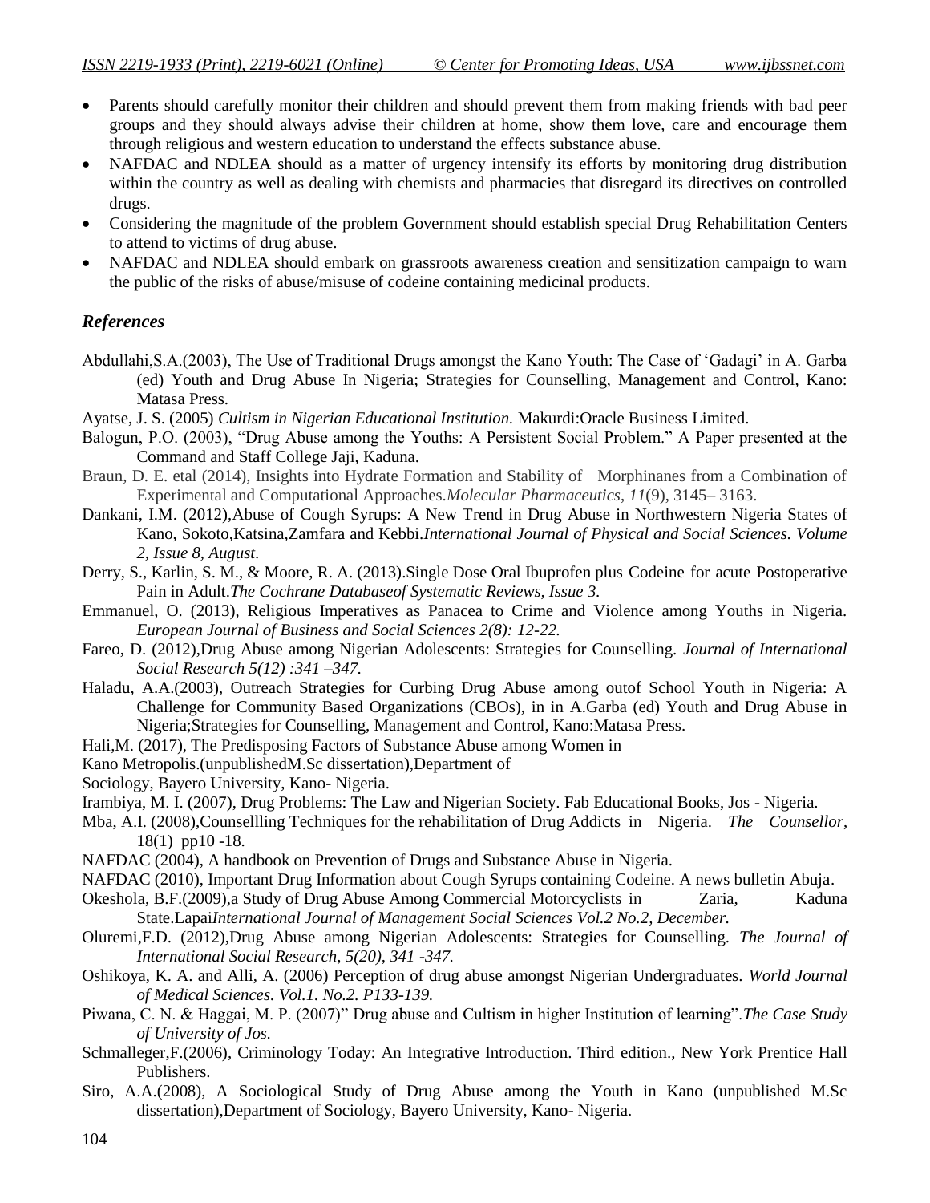- Parents should carefully monitor their children and should prevent them from making friends with bad peer groups and they should always advise their children at home, show them love, care and encourage them through religious and western education to understand the effects substance abuse.
- NAFDAC and NDLEA should as a matter of urgency intensify its efforts by monitoring drug distribution within the country as well as dealing with chemists and pharmacies that disregard its directives on controlled drugs.
- Considering the magnitude of the problem Government should establish special Drug Rehabilitation Centers to attend to victims of drug abuse.
- NAFDAC and NDLEA should embark on grassroots awareness creation and sensitization campaign to warn the public of the risks of abuse/misuse of codeine containing medicinal products.

## *References*

Abdullahi,S.A.(2003), The Use of Traditional Drugs amongst the Kano Youth: The Case of 'Gadagi' in A. Garba (ed) Youth and Drug Abuse In Nigeria; Strategies for Counselling, Management and Control, Kano: Matasa Press.

Ayatse, J. S. (2005) *Cultism in Nigerian Educational Institution.* Makurdi:Oracle Business Limited.

Balogun, P.O. (2003), "Drug Abuse among the Youths: A Persistent Social Problem." A Paper presented at the Command and Staff College Jaji, Kaduna.

Braun, D. E. etal (2014), Insights into Hydrate Formation and Stability of Morphinanes from a Combination of Experimental and Computational Approaches.*Molecular Pharmaceutics*, *11*(9), 3145– 3163.

Dankani, I.M. (2012),Abuse of Cough Syrups: A New Trend in Drug Abuse in Northwestern Nigeria States of Kano, Sokoto,Katsina,Zamfara and Kebbi.*International Journal of Physical and Social Sciences. Volume 2, Issue 8, August.*

Derry, S., Karlin, S. M., & Moore, R. A. (2013).Single Dose Oral Ibuprofen plus Codeine for acute Postoperative Pain in Adult.*The Cochrane Databaseof Systematic Reviews, Issue 3.*

Emmanuel, O. (2013), Religious Imperatives as Panacea to Crime and Violence among Youths in Nigeria. *European Journal of Business and Social Sciences 2(8): 12-22.*

Fareo, D. (2012),Drug Abuse among Nigerian Adolescents: Strategies for Counselling. *Journal of International Social Research 5(12) :341 –347.*

Haladu, A.A.(2003), Outreach Strategies for Curbing Drug Abuse among outof School Youth in Nigeria: A Challenge for Community Based Organizations (CBOs), in in A.Garba (ed) Youth and Drug Abuse in Nigeria;Strategies for Counselling, Management and Control, Kano:Matasa Press.

Hali,M. (2017), The Predisposing Factors of Substance Abuse among Women in Kano Metropolis.(unpublishedM.Sc dissertation),Department of Sociology, Bayero University, Kano- Nigeria.

Irambiya, M. I. (2007), Drug Problems: The Law and Nigerian Society. Fab Educational Books, Jos - Nigeria.

Mba, A.I. (2008),Counsellling Techniques for the rehabilitation of Drug Addicts in Nigeria. *The Counsellor*, 18(1) pp10 -18.

NAFDAC (2004), A handbook on Prevention of Drugs and Substance Abuse in Nigeria.

NAFDAC (2010), Important Drug Information about Cough Syrups containing Codeine. A news bulletin Abuja.

Okeshola, B.F.(2009),a Study of Drug Abuse Among Commercial Motorcyclists in Zaria, Kaduna State.Lapai*International Journal of Management Social Sciences Vol.2 No.2, December.*

Oluremi,F.D. (2012),Drug Abuse among Nigerian Adolescents: Strategies for Counselling. *The Journal of International Social Research, 5(20), 341 -347.*

Oshikoya, K. A. and Alli, A. (2006) Perception of drug abuse amongst Nigerian Undergraduates. *World Journal of Medical Sciences. Vol.1. No.2. P133-139.*

Piwana, C. N. & Haggai, M. P. (2007)" Drug abuse and Cultism in higher Institution of learning".*The Case Study of University of Jos.*

Schmalleger,F.(2006), Criminology Today: An Integrative Introduction. Third edition., New York Prentice Hall Publishers.

Siro, A.A.(2008), A Sociological Study of Drug Abuse among the Youth in Kano (unpublished M.Sc dissertation),Department of Sociology, Bayero University, Kano- Nigeria.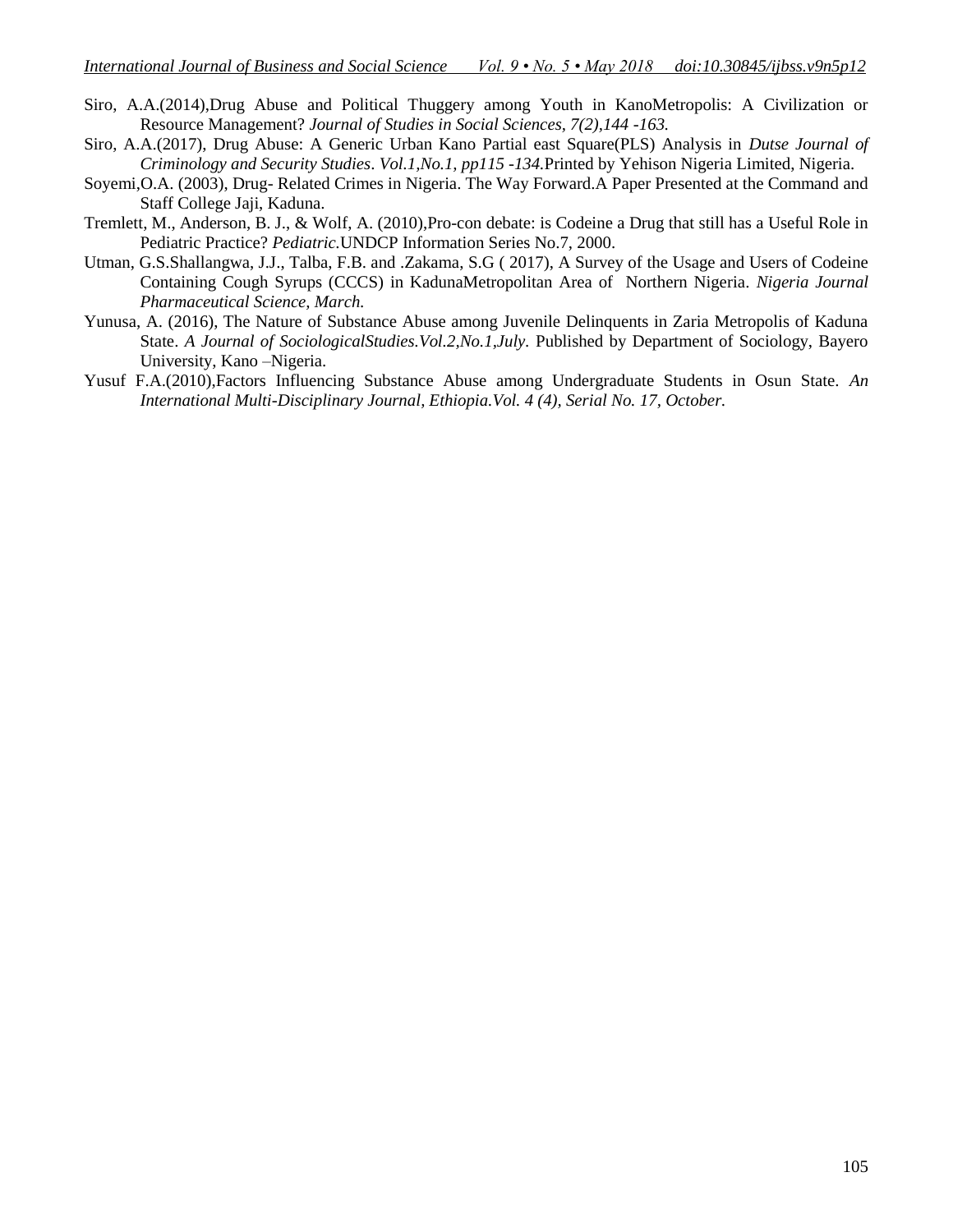Siro, A.A.(2014),Drug Abuse and Political Thuggery among Youth in KanoMetropolis: A Civilization or Resource Management? *Journal of Studies in Social Sciences, 7(2),144 -163.*

Siro, A.A.(2017), Drug Abuse: A Generic Urban Kano Partial east Square(PLS) Analysis in *Dutse Journal of Criminology and Security Studies*. *Vol.1,No.1, pp115 -134.*Printed by Yehison Nigeria Limited, Nigeria.

Soyemi,O.A. (2003), Drug- Related Crimes in Nigeria. The Way Forward.A Paper Presented at the Command and Staff College Jaji, Kaduna.

Tremlett, M., Anderson, B. J., & Wolf, A. (2010),Pro-con debate: is Codeine a Drug that still has a Useful Role in Pediatric Practice? *Pediatric.*UNDCP Information Series No.7, 2000.

Utman, G.S.Shallangwa, J.J., Talba, F.B. and .Zakama, S.G ( 2017), A Survey of the Usage and Users of Codeine Containing Cough Syrups (CCCS) in KadunaMetropolitan Area of Northern Nigeria. *Nigeria Journal Pharmaceutical Science, March.*

Yunusa, A. (2016), The Nature of Substance Abuse among Juvenile Delinquents in Zaria Metropolis of Kaduna State. *A Journal of SociologicalStudies.Vol.2,No.1,July*. Published by Department of Sociology, Bayero University, Kano –Nigeria.

Yusuf F.A.(2010),Factors Influencing Substance Abuse among Undergraduate Students in Osun State. *An International Multi-Disciplinary Journal, Ethiopia.Vol. 4 (4), Serial No. 17, October.*